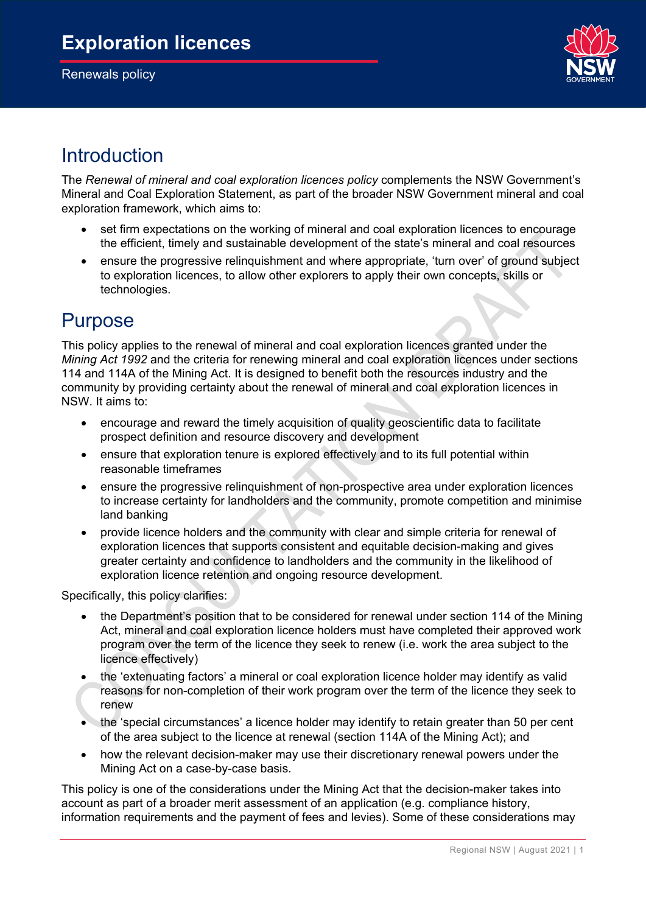# Exploration licences

Renewals policy

## Introduction

The *Renewal of mineral and coal exploration licences policy* complements the NSW Government's Mineral and Coal Exploration Statement, as part of the broader NSW Government mineral and coal exploration framework, which aims to:

- set firm expectations on the working of mineral and coal exploration licences to encourage the efficient, timely and sustainable development of the state's mineral and coal resources
- ensure the progressive relinquishment and where appropriate, 'turn over' of ground subject to exploration licences, to allow other explorers to apply their own concepts, skills or technologies.

## Purpose

This policy applies to the renewal of mineral and coal exploration licences granted under the *Mining Act 1992* and the criteria for renewing mineral and coal exploration licences under sections 114 and 114A of the Mining Act. It is designed to benefit both the resources industry and the community by providing certainty about the renewal of mineral and coal exploration licences in NSW. It aims to:

- encourage and reward the timely acquisition of quality geoscientific data to facilitate prospect definition and resource discovery and development
- ensure that exploration tenure is explored effectively and to its full potential within reasonable timeframes
- ensure the progressive relinquishment of non-prospective area under exploration licences to increase certainty for landholders and the community, promote competition and minimise land banking
- provide licence holders and the community with clear and simple criteria for renewal of exploration licences that supports consistent and equitable decision-making and gives greater certainty and confidence to landholders and the community in the likelihood of exploration licence retention and ongoing resource development.

Specifically, this policy clarifies:

- the Department's position that to be considered for renewal under section 114 of the Mining Act, mineral and coal exploration licence holders must have completed their approved work program over the term of the licence they seek to renew (i.e. work the area subject to the licence effectively)
- the 'extenuating factors' a mineral or coal exploration licence holder may identify as valid reasons for non-completion of their work program over the term of the licence they seek to renew
- the 'special circumstances' a licence holder may identify to retain greater than 50 per cent of the area subject to the licence at renewal (section 114A of the Mining Act); and
- how the relevant decision-maker may use their discretionary renewal powers under the Mining Act on a case-by-case basis.

This policy is one of the considerations under the Mining Act that the decision-maker takes into account as part of a broader merit assessment of an application (e.g. compliance history, information requirements and the payment of fees and levies). Some of these considerations may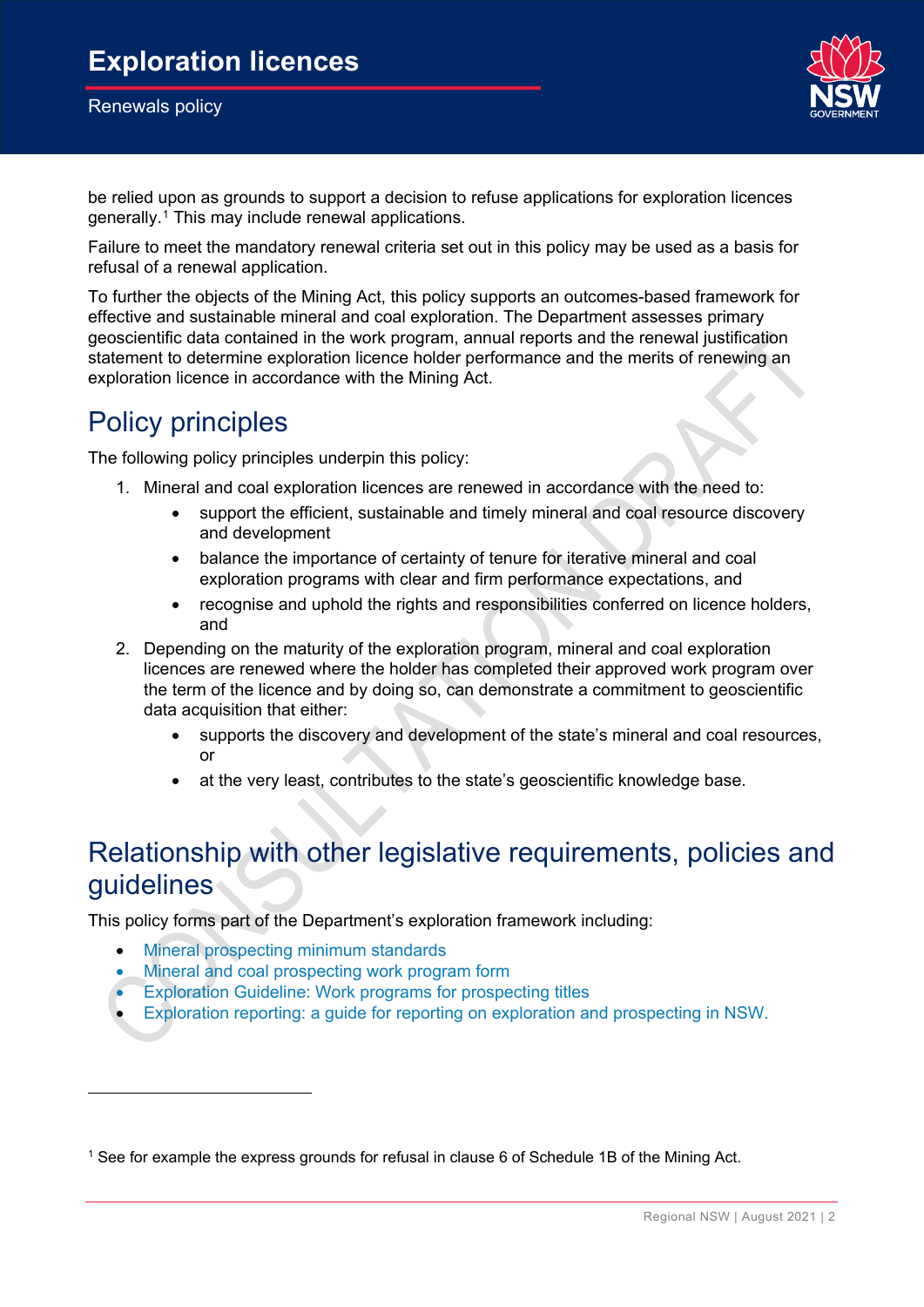be relied upon as grounds to support a decision to refuse applications for exploration licences generally.[1] This may include renewal applications.

Failure to meet the mandatory renewal criteria set out in this policy may be used as a basis for refusal of a renewal application.

To further the objects of the Mining Act, this policy supports an outcomes-based framework for effective and sustainable mineral and coal exploration. The Department assesses primary geoscientific data contained in the work program, annual reports and the renewal justification statement to determine exploration licence holder performance and the merits of renewing an exploration licence in accordance with the Mining Act.

## Policy principles

The following policy principles underpin this policy:

1. Mineral and coal exploration licences are renewed in accordance with the need to:
   - support the efficient, sustainable and timely mineral and coal resource discovery and development
   - balance the importance of certainty of tenure for iterative mineral and coal exploration programs with clear and firm performance expectations, and
   - recognise and uphold the rights and responsibilities conferred on licence holders, and
2. Depending on the maturity of the exploration program, mineral and coal exploration licences are renewed where the holder has completed their approved work program over the term of the licence and by doing so, can demonstrate a commitment to geoscientific data acquisition that either:
   - supports the discovery and development of the state's mineral and coal resources, or
   - at the very least, contributes to the state's geoscientific knowledge base.

## Relationship with other legislative requirements, policies and guidelines

This policy forms part of the Department's exploration framework including:

- Mineral prospecting minimum standards
- Mineral and coal prospecting work program form
- Exploration Guideline: Work programs for prospecting titles
- Exploration reporting: a guide for reporting on exploration and prospecting in NSW.

[1] See for example the express grounds for refusal in clause 6 of Schedule 1B of the Mining Act.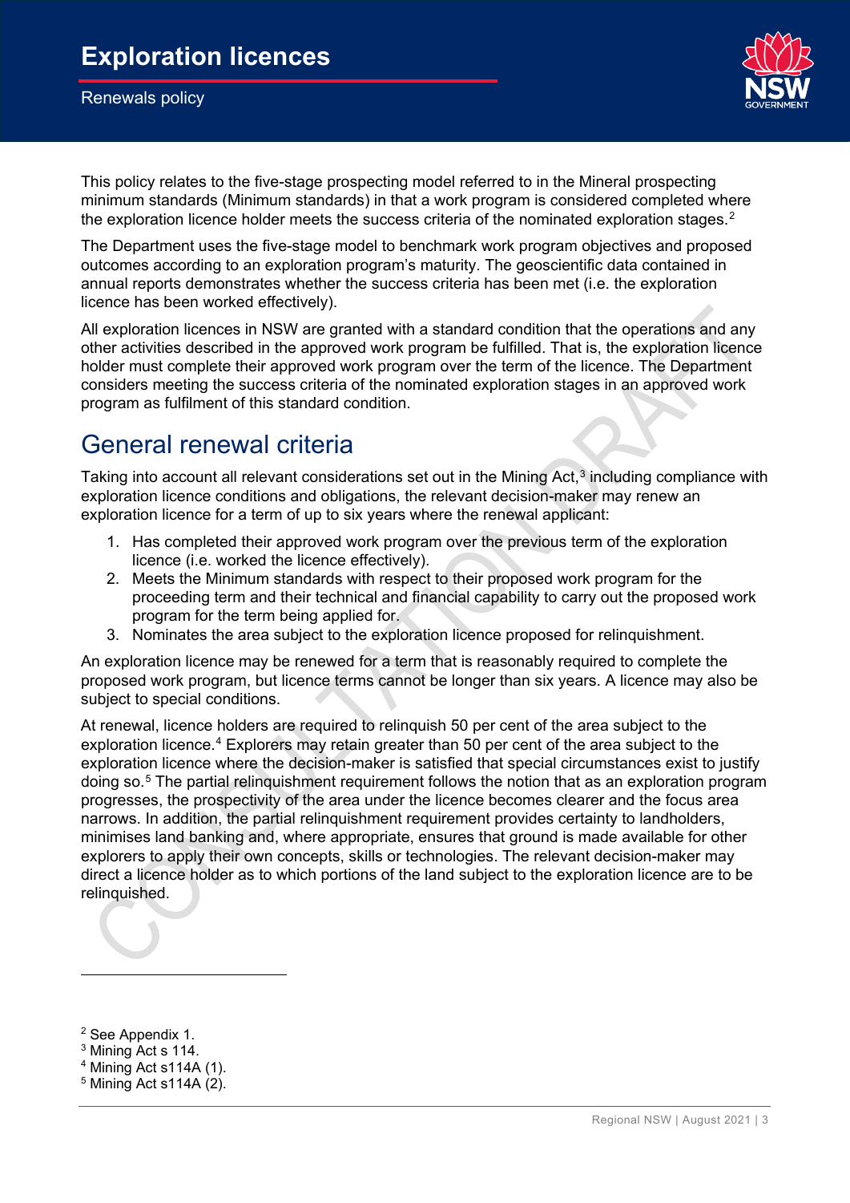This policy relates to the five-stage prospecting model referred to in the Mineral prospecting minimum standards (Minimum standards) in that a work program is considered completed where the exploration licence holder meets the success criteria of the nominated exploration stages.[2]

The Department uses the five-stage model to benchmark work program objectives and proposed outcomes according to an exploration program's maturity. The geoscientific data contained in annual reports demonstrates whether the success criteria has been met (i.e. the exploration licence has been worked effectively).

All exploration licences in NSW are granted with a standard condition that the operations and any other activities described in the approved work program be fulfilled. That is, the exploration licence holder must complete their approved work program over the term of the licence. The Department considers meeting the success criteria of the nominated exploration stages in an approved work program as fulfilment of this standard condition.

## General renewal criteria

Taking into account all relevant considerations set out in the Mining Act,[3] including compliance with exploration licence conditions and obligations, the relevant decision-maker may renew an exploration licence for a term of up to six years where the renewal applicant:

1. Has completed their approved work program over the previous term of the exploration licence (i.e. worked the licence effectively).
2. Meets the Minimum standards with respect to their proposed work program for the proceeding term and their technical and financial capability to carry out the proposed work program for the term being applied for.
3. Nominates the area subject to the exploration licence proposed for relinquishment.

An exploration licence may be renewed for a term that is reasonably required to complete the proposed work program, but licence terms cannot be longer than six years. A licence may also be subject to special conditions.

At renewal, licence holders are required to relinquish 50 per cent of the area subject to the exploration licence.[4] Explorers may retain greater than 50 per cent of the area subject to the exploration licence where the decision-maker is satisfied that special circumstances exist to justify doing so.[5] The partial relinquishment requirement follows the notion that as an exploration program progresses, the prospectivity of the area under the licence becomes clearer and the focus area narrows. In addition, the partial relinquishment requirement provides certainty to landholders, minimises land banking and, where appropriate, ensures that ground is made available for other explorers to apply their own concepts, skills or technologies. The relevant decision-maker may direct a licence holder as to which portions of the land subject to the exploration licence are to be relinquished.

---

[2] See Appendix 1.

[3] Mining Act s 114.

[4] Mining Act s114A (1).

[5] Mining Act s114A (2).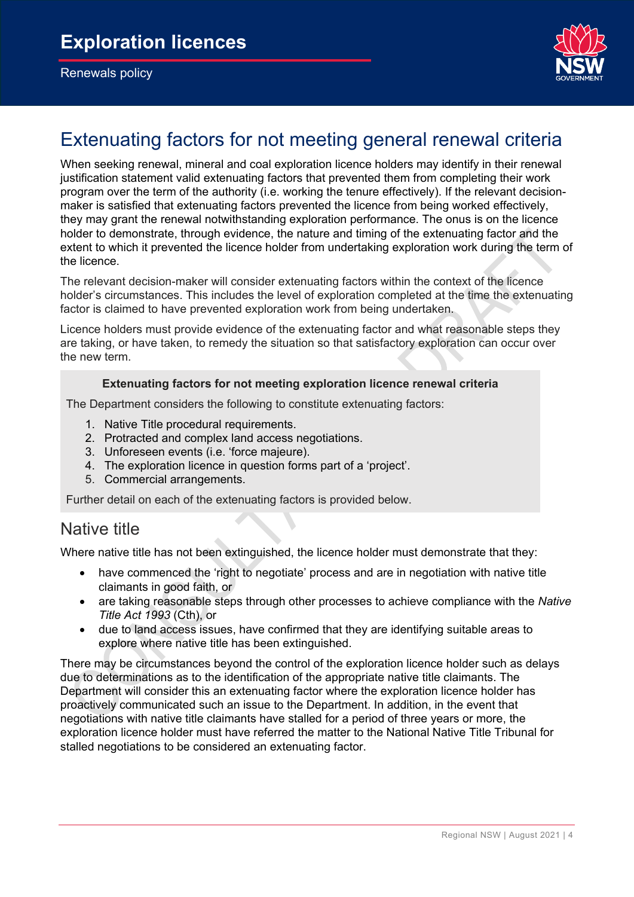## Extenuating factors for not meeting general renewal criteria

When seeking renewal, mineral and coal exploration licence holders may identify in their renewal justification statement valid extenuating factors that prevented them from completing their work program over the term of the authority (i.e. working the tenure effectively). If the relevant decision-maker is satisfied that extenuating factors prevented the licence from being worked effectively, they may grant the renewal notwithstanding exploration performance. The onus is on the licence holder to demonstrate, through evidence, the nature and timing of the extenuating factor and the extent to which it prevented the licence holder from undertaking exploration work during the term of the licence.

The relevant decision-maker will consider extenuating factors within the context of the licence holder's circumstances. This includes the level of exploration completed at the time the extenuating factor is claimed to have prevented exploration work from being undertaken.

Licence holders must provide evidence of the extenuating factor and what reasonable steps they are taking, or have taken, to remedy the situation so that satisfactory exploration can occur over the new term.

**Extenuating factors for not meeting exploration licence renewal criteria**

The Department considers the following to constitute extenuating factors:

1. Native Title procedural requirements.
2. Protracted and complex land access negotiations.
3. Unforeseen events (i.e. 'force majeure).
4. The exploration licence in question forms part of a 'project'.
5. Commercial arrangements.

Further detail on each of the extenuating factors is provided below.

### Native title

Where native title has not been extinguished, the licence holder must demonstrate that they:

- have commenced the 'right to negotiate' process and are in negotiation with native title claimants in good faith, or
- are taking reasonable steps through other processes to achieve compliance with the *Native Title Act 1993* (Cth), or
- due to land access issues, have confirmed that they are identifying suitable areas to explore where native title has been extinguished.

There may be circumstances beyond the control of the exploration licence holder such as delays due to determinations as to the identification of the appropriate native title claimants. The Department will consider this an extenuating factor where the exploration licence holder has proactively communicated such an issue to the Department. In addition, in the event that negotiations with native title claimants have stalled for a period of three years or more, the exploration licence holder must have referred the matter to the National Native Title Tribunal for stalled negotiations to be considered an extenuating factor.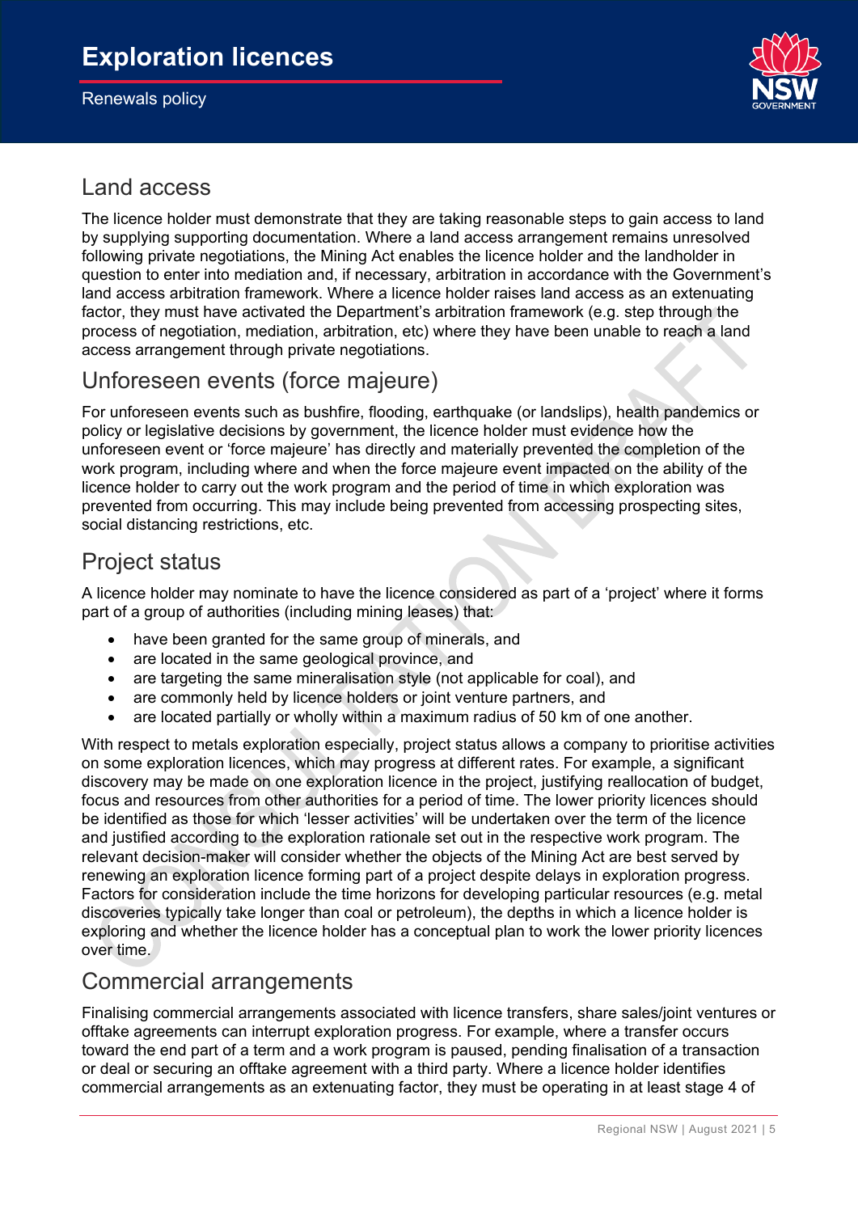## Land access

The licence holder must demonstrate that they are taking reasonable steps to gain access to land by supplying supporting documentation. Where a land access arrangement remains unresolved following private negotiations, the Mining Act enables the licence holder and the landholder in question to enter into mediation and, if necessary, arbitration in accordance with the Government's land access arbitration framework. Where a licence holder raises land access as an extenuating factor, they must have activated the Department's arbitration framework (e.g. step through the process of negotiation, mediation, arbitration, etc) where they have been unable to reach a land access arrangement through private negotiations.

## Unforeseen events (force majeure)

For unforeseen events such as bushfire, flooding, earthquake (or landslips), health pandemics or policy or legislative decisions by government, the licence holder must evidence how the unforeseen event or 'force majeure' has directly and materially prevented the completion of the work program, including where and when the force majeure event impacted on the ability of the licence holder to carry out the work program and the period of time in which exploration was prevented from occurring. This may include being prevented from accessing prospecting sites, social distancing restrictions, etc.

## Project status

A licence holder may nominate to have the licence considered as part of a 'project' where it forms part of a group of authorities (including mining leases) that:

- have been granted for the same group of minerals, and
- are located in the same geological province, and
- are targeting the same mineralisation style (not applicable for coal), and
- are commonly held by licence holders or joint venture partners, and
- are located partially or wholly within a maximum radius of 50 km of one another.

With respect to metals exploration especially, project status allows a company to prioritise activities on some exploration licences, which may progress at different rates. For example, a significant discovery may be made on one exploration licence in the project, justifying reallocation of budget, focus and resources from other authorities for a period of time. The lower priority licences should be identified as those for which 'lesser activities' will be undertaken over the term of the licence and justified according to the exploration rationale set out in the respective work program. The relevant decision-maker will consider whether the objects of the Mining Act are best served by renewing an exploration licence forming part of a project despite delays in exploration progress. Factors for consideration include the time horizons for developing particular resources (e.g. metal discoveries typically take longer than coal or petroleum), the depths in which a licence holder is exploring and whether the licence holder has a conceptual plan to work the lower priority licences over time.

## Commercial arrangements

Finalising commercial arrangements associated with licence transfers, share sales/joint ventures or offtake agreements can interrupt exploration progress. For example, where a transfer occurs toward the end part of a term and a work program is paused, pending finalisation of a transaction or deal or securing an offtake agreement with a third party. Where a licence holder identifies commercial arrangements as an extenuating factor, they must be operating in at least stage 4 of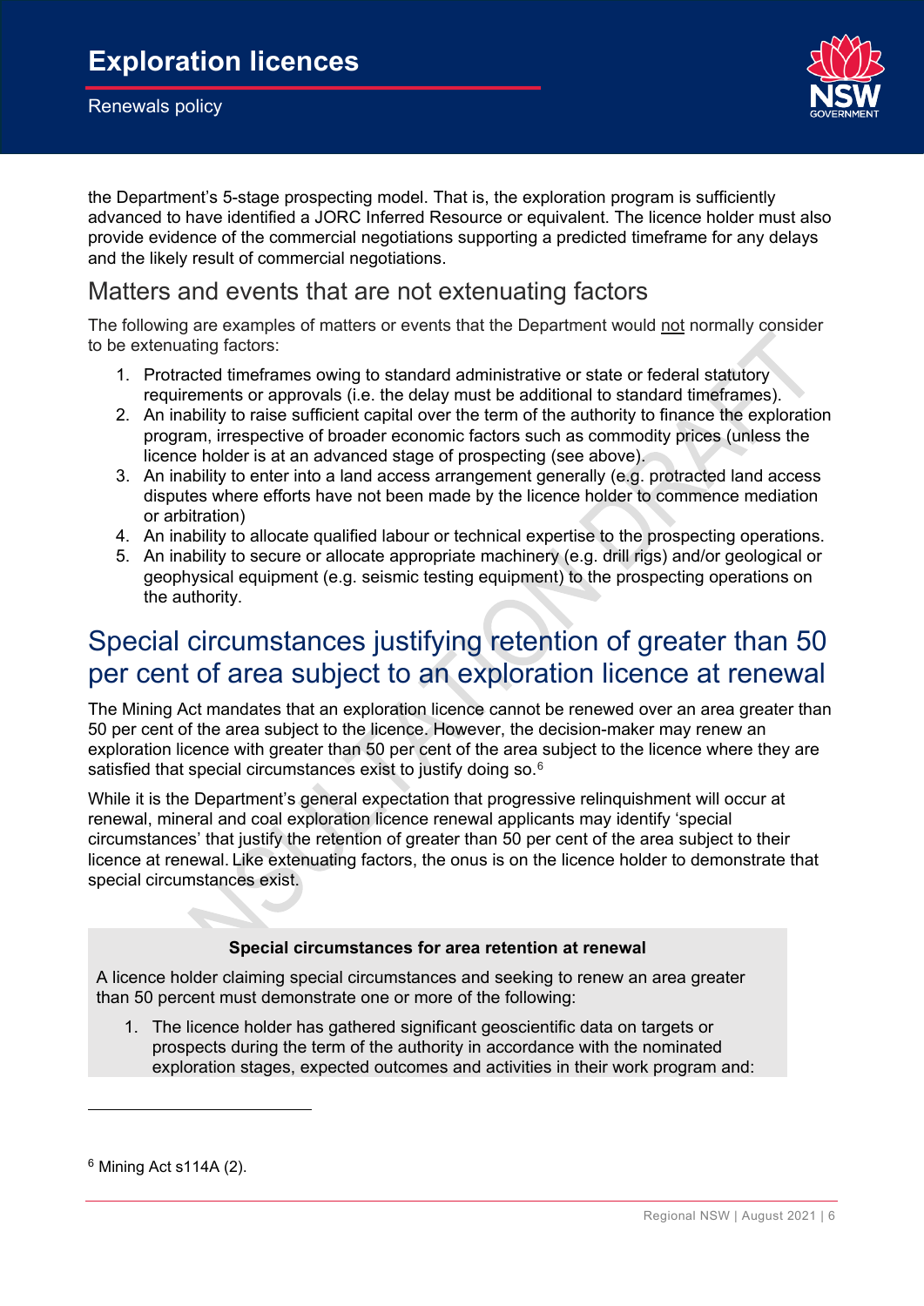the Department's 5-stage prospecting model. That is, the exploration program is sufficiently advanced to have identified a JORC Inferred Resource or equivalent. The licence holder must also provide evidence of the commercial negotiations supporting a predicted timeframe for any delays and the likely result of commercial negotiations.

## Matters and events that are not extenuating factors

The following are examples of matters or events that the Department would not normally consider to be extenuating factors:

1. Protracted timeframes owing to standard administrative or state or federal statutory requirements or approvals (i.e. the delay must be additional to standard timeframes).
2. An inability to raise sufficient capital over the term of the authority to finance the exploration program, irrespective of broader economic factors such as commodity prices (unless the licence holder is at an advanced stage of prospecting (see above).
3. An inability to enter into a land access arrangement generally (e.g. protracted land access disputes where efforts have not been made by the licence holder to commence mediation or arbitration)
4. An inability to allocate qualified labour or technical expertise to the prospecting operations.
5. An inability to secure or allocate appropriate machinery (e.g. drill rigs) and/or geological or geophysical equipment (e.g. seismic testing equipment) to the prospecting operations on the authority.

# Special circumstances justifying retention of greater than 50 per cent of area subject to an exploration licence at renewal

The Mining Act mandates that an exploration licence cannot be renewed over an area greater than 50 per cent of the area subject to the licence. However, the decision-maker may renew an exploration licence with greater than 50 per cent of the area subject to the licence where they are satisfied that special circumstances exist to justify doing so.[6]

While it is the Department's general expectation that progressive relinquishment will occur at renewal, mineral and coal exploration licence renewal applicants may identify 'special circumstances' that justify the retention of greater than 50 per cent of the area subject to their licence at renewal. Like extenuating factors, the onus is on the licence holder to demonstrate that special circumstances exist.

**Special circumstances for area retention at renewal**

A licence holder claiming special circumstances and seeking to renew an area greater than 50 percent must demonstrate one or more of the following:

1. The licence holder has gathered significant geoscientific data on targets or prospects during the term of the authority in accordance with the nominated exploration stages, expected outcomes and activities in their work program and:

[6] Mining Act s114A (2).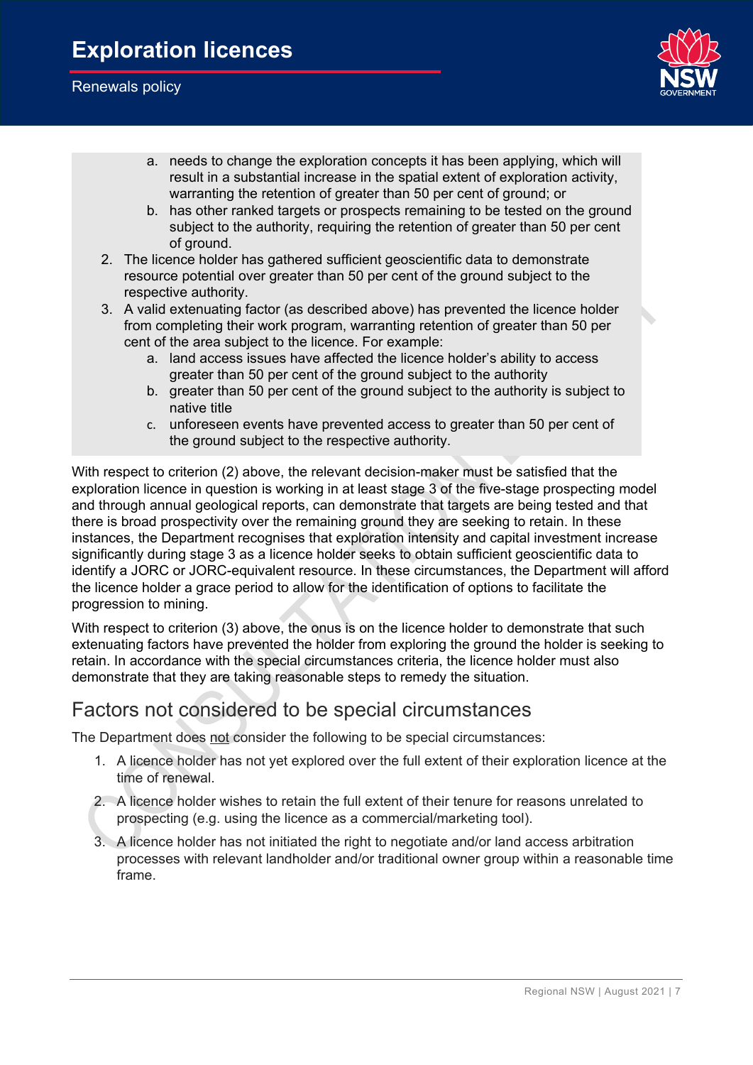a. needs to change the exploration concepts it has been applying, which will result in a substantial increase in the spatial extent of exploration activity, warranting the retention of greater than 50 per cent of ground; or
   b. has other ranked targets or prospects remaining to be tested on the ground subject to the authority, requiring the retention of greater than 50 per cent of ground.
2. The licence holder has gathered sufficient geoscientific data to demonstrate resource potential over greater than 50 per cent of the ground subject to the respective authority.
3. A valid extenuating factor (as described above) has prevented the licence holder from completing their work program, warranting retention of greater than 50 per cent of the area subject to the licence. For example:
   a. land access issues have affected the licence holder's ability to access greater than 50 per cent of the ground subject to the authority
   b. greater than 50 per cent of the ground subject to the authority is subject to native title
   c. unforeseen events have prevented access to greater than 50 per cent of the ground subject to the respective authority.

With respect to criterion (2) above, the relevant decision-maker must be satisfied that the exploration licence in question is working in at least stage 3 of the five-stage prospecting model and through annual geological reports, can demonstrate that targets are being tested and that there is broad prospectivity over the remaining ground they are seeking to retain. In these instances, the Department recognises that exploration intensity and capital investment increase significantly during stage 3 as a licence holder seeks to obtain sufficient geoscientific data to identify a JORC or JORC-equivalent resource. In these circumstances, the Department will afford the licence holder a grace period to allow for the identification of options to facilitate the progression to mining.

With respect to criterion (3) above, the onus is on the licence holder to demonstrate that such extenuating factors have prevented the holder from exploring the ground the holder is seeking to retain. In accordance with the special circumstances criteria, the licence holder must also demonstrate that they are taking reasonable steps to remedy the situation.

## Factors not considered to be special circumstances

The Department does not consider the following to be special circumstances:

1. A licence holder has not yet explored over the full extent of their exploration licence at the time of renewal.
2. A licence holder wishes to retain the full extent of their tenure for reasons unrelated to prospecting (e.g. using the licence as a commercial/marketing tool).
3. A licence holder has not initiated the right to negotiate and/or land access arbitration processes with relevant landholder and/or traditional owner group within a reasonable time frame.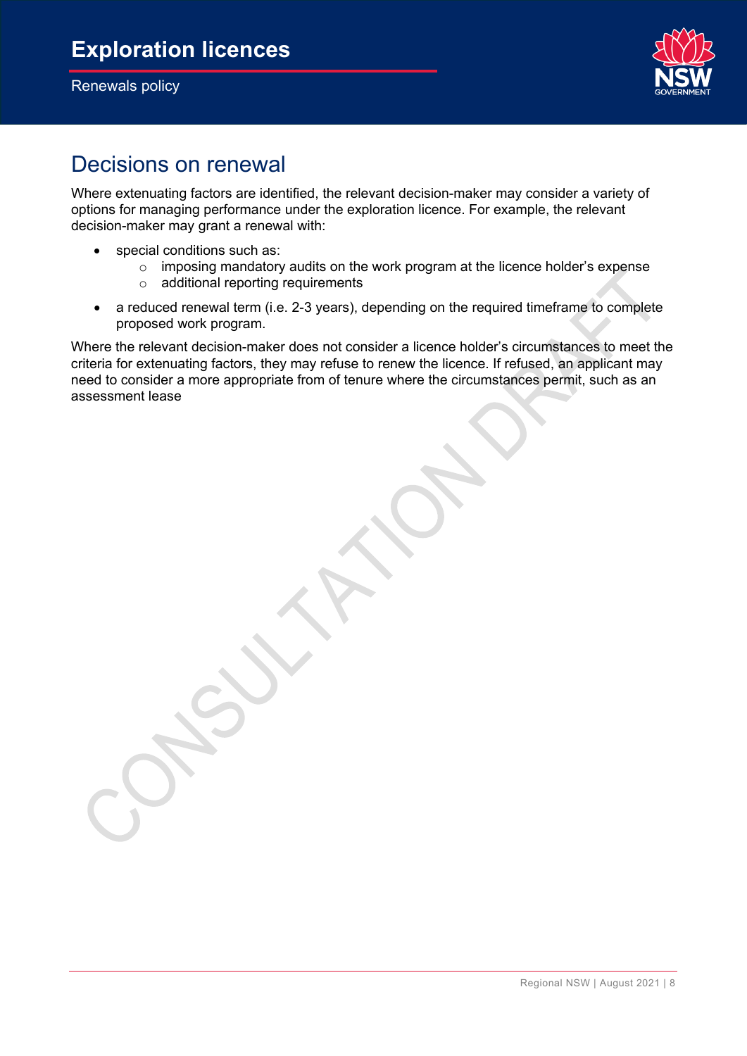## Decisions on renewal

Where extenuating factors are identified, the relevant decision-maker may consider a variety of options for managing performance under the exploration licence. For example, the relevant decision-maker may grant a renewal with:

- special conditions such as:
  - imposing mandatory audits on the work program at the licence holder's expense
  - additional reporting requirements
- a reduced renewal term (i.e. 2-3 years), depending on the required timeframe to complete proposed work program.

Where the relevant decision-maker does not consider a licence holder's circumstances to meet the criteria for extenuating factors, they may refuse to renew the licence. If refused, an applicant may need to consider a more appropriate from of tenure where the circumstances permit, such as an assessment lease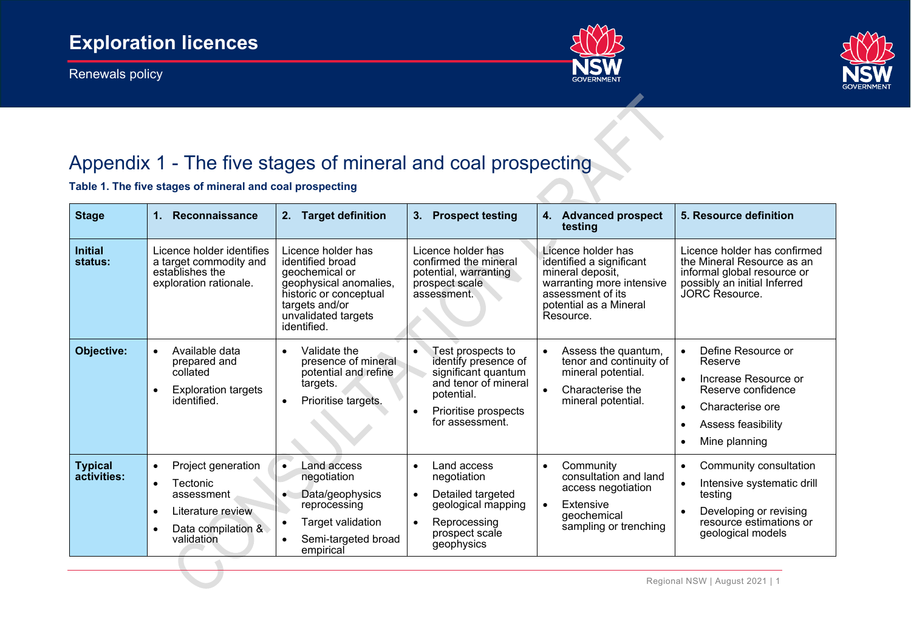# Appendix 1 - The five stages of mineral and coal prospecting

**Table 1. The five stages of mineral and coal prospecting**

| Stage | 1. Reconnaissance | 2. Target definition | 3. Prospect testing | 4. Advanced prospect testing | 5. Resource definition |
|---|---|---|---|---|---|
| **Initial status:** | Licence holder identifies a target commodity and establishes the exploration rationale. | Licence holder has identified broad geochemical or geophysical anomalies, historic or conceptual targets and/or unvalidated targets identified. | Licence holder has confirmed the mineral potential, warranting prospect scale assessment. | Licence holder has identified a significant mineral deposit, warranting more intensive assessment of its potential as a Mineral Resource. | Licence holder has confirmed the Mineral Resource as an informal global resource or possibly an initial Inferred JORC Resource. |
| **Objective:** | • Available data prepared and collated<br>• Exploration targets identified. | • Validate the presence of mineral potential and refine targets.<br>• Prioritise targets. | • Test prospects to identify presence of significant quantum and tenor of mineral potential.<br>• Prioritise prospects for assessment. | • Assess the quantum, tenor and continuity of mineral potential.<br>• Characterise the mineral potential. | • Define Resource or Reserve<br>• Increase Resource or Reserve confidence<br>• Characterise ore<br>• Assess feasibility<br>• Mine planning |
| **Typical activities:** | • Project generation<br>• Tectonic assessment<br>• Literature review<br>• Data compilation & validation | • Land access negotiation<br>• Data/geophysics reprocessing<br>• Target validation<br>• Semi-targeted broad empirical | • Land access negotiation<br>• Detailed targeted geological mapping<br>• Reprocessing prospect scale geophysics | • Community consultation and land access negotiation<br>• Extensive geochemical sampling or trenching | • Community consultation<br>• Intensive systematic drill testing<br>• Developing or revising resource estimations or geological models |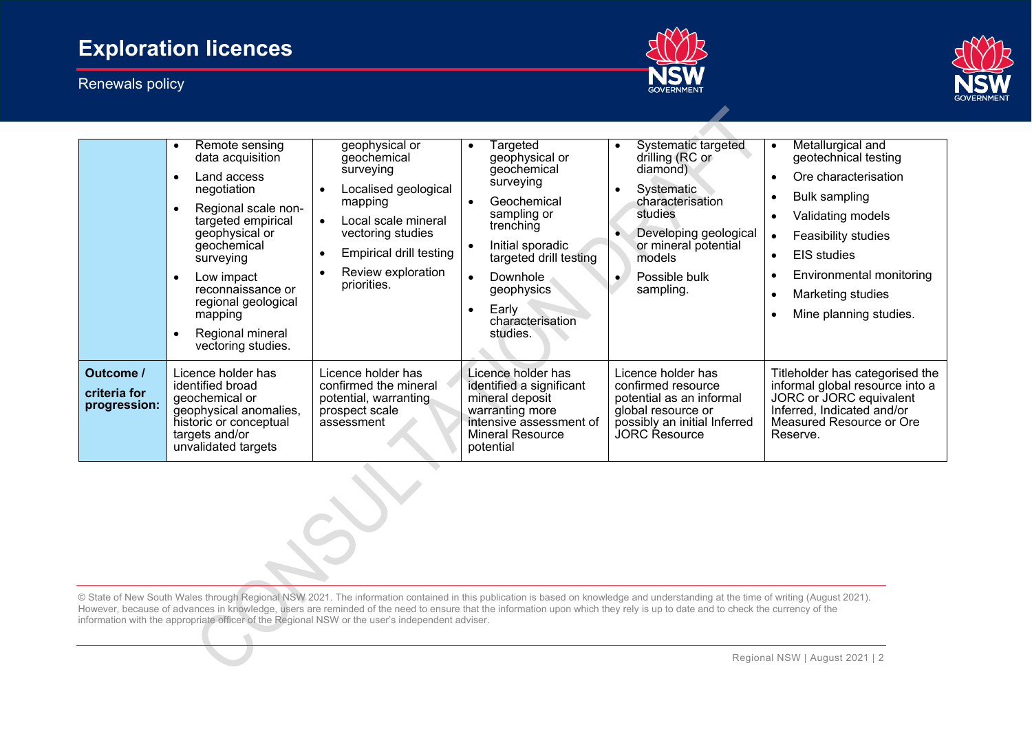| | | | | | |
|---|---|---|---|---|---|
| | • Remote sensing data acquisition<br>• Land access negotiation<br>• Regional scale non-targeted empirical geophysical or geochemical surveying<br>• Low impact reconnaissance or regional geological mapping<br>• Regional mineral vectoring studies. | geophysical or geochemical surveying<br>• Localised geological mapping<br>• Local scale mineral vectoring studies<br>• Empirical drill testing<br>• Review exploration priorities. | • Targeted geophysical or geochemical surveying<br>• Geochemical sampling or trenching<br>• Initial sporadic targeted drill testing<br>• Downhole geophysics<br>• Early characterisation studies. | • Systematic targeted drilling (RC or diamond)<br>• Systematic characterisation studies<br>• Developing geological or mineral potential models<br>• Possible bulk sampling. | • Metallurgical and geotechnical testing<br>• Ore characterisation<br>• Bulk sampling<br>• Validating models<br>• Feasibility studies<br>• EIS studies<br>• Environmental monitoring<br>• Marketing studies<br>• Mine planning studies. |
| **Outcome / criteria for progression:** | Licence holder has identified broad geochemical or geophysical anomalies, historic or conceptual targets and/or unvalidated targets | Licence holder has confirmed the mineral potential, warranting prospect scale assessment | Licence holder has identified a significant mineral deposit warranting more intensive assessment of Mineral Resource potential | Licence holder has confirmed resource potential as an informal global resource or possibly an initial Inferred JORC Resource | Titleholder has categorised the informal global resource into a JORC or JORC equivalent Inferred, Indicated and/or Measured Resource or Ore Reserve. |

© State of New South Wales through Regional NSW 2021. The information contained in this publication is based on knowledge and understanding at the time of writing (August 2021). However, because of advances in knowledge, users are reminded of the need to ensure that the information upon which they rely is up to date and to check the currency of the information with the appropriate officer of the Regional NSW or the user's independent adviser.